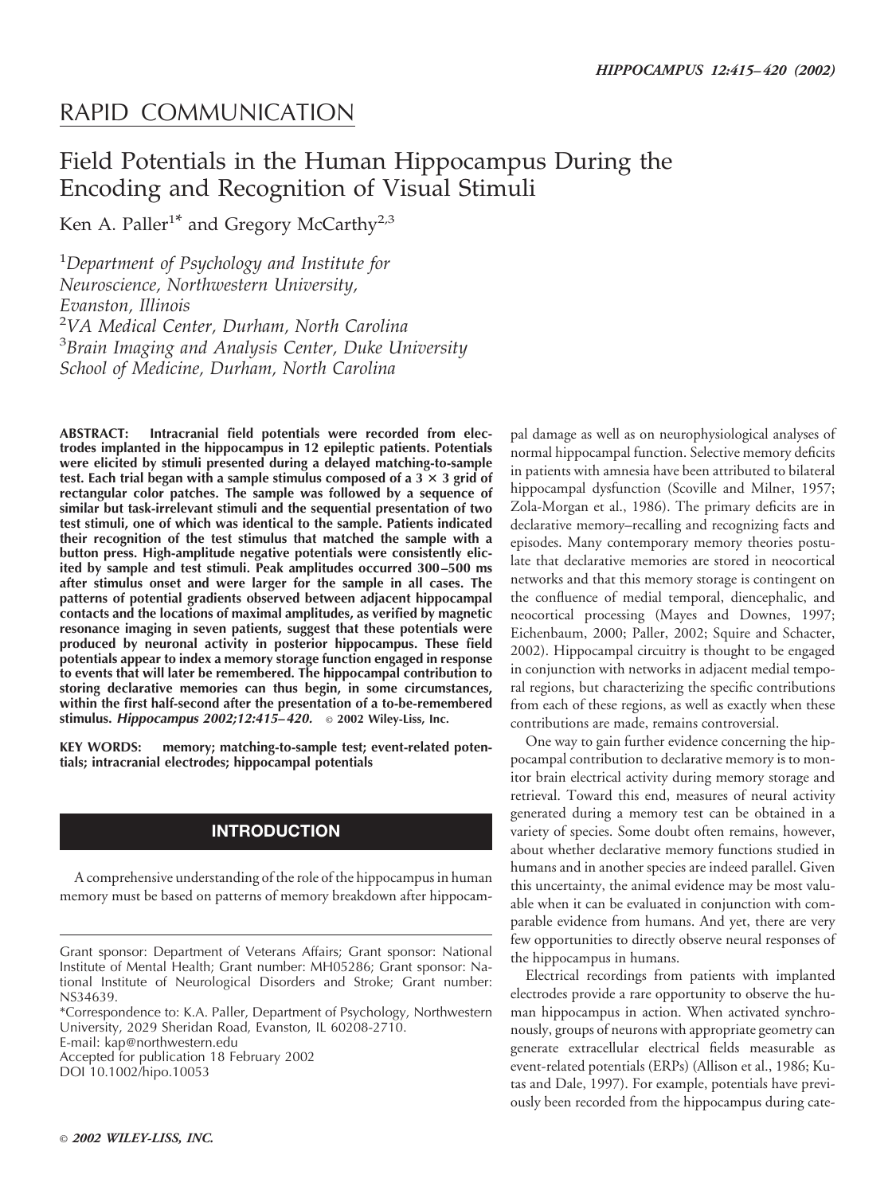RAPID COMMUNICATION

# Field Potentials in the Human Hippocampus During the Encoding and Recognition of Visual Stimuli

Ken A. Paller[1]* and Gregory McCarthy[2,3]

[1]*Department of Psychology and Institute for Neuroscience, Northwestern University, Evanston, Illinois*
[2]*VA Medical Center, Durham, North Carolina*
[3]*Brain Imaging and Analysis Center, Duke University School of Medicine, Durham, North Carolina*

**ABSTRACT: Intracranial field potentials were recorded from electrodes implanted in the hippocampus in 12 epileptic patients. Potentials were elicited by stimuli presented during a delayed matching-to-sample test. Each trial began with a sample stimulus composed of a 3 × 3 grid of rectangular color patches. The sample was followed by a sequence of similar but task-irrelevant stimuli and the sequential presentation of two test stimuli, one of which was identical to the sample. Patients indicated their recognition of the test stimulus that matched the sample with a button press. High-amplitude negative potentials were consistently elicited by sample and test stimuli. Peak amplitudes occurred 300–500 ms after stimulus onset and were larger for the sample in all cases. The patterns of potential gradients observed between adjacent hippocampal contacts and the locations of maximal amplitudes, as verified by magnetic resonance imaging in seven patients, suggest that these potentials were produced by neuronal activity in posterior hippocampus. These field potentials appear to index a memory storage function engaged in response to events that will later be remembered. The hippocampal contribution to storing declarative memories can thus begin, in some circumstances, within the first half-second after the presentation of a to-be-remembered stimulus.** ***Hippocampus 2002;12:415–420.*** **© 2002 Wiley-Liss, Inc.**

**KEY WORDS:** memory; matching-to-sample test; event-related potentials; intracranial electrodes; hippocampal potentials

## INTRODUCTION

A comprehensive understanding of the role of the hippocampus in human memory must be based on patterns of memory breakdown after hippocampal damage as well as on neurophysiological analyses of normal hippocampal function. Selective memory deficits in patients with amnesia have been attributed to bilateral hippocampal dysfunction (Scoville and Milner, 1957; Zola-Morgan et al., 1986). The primary deficits are in declarative memory–recalling and recognizing facts and episodes. Many contemporary memory theories postulate that declarative memories are stored in neocortical networks and that this memory storage is contingent on the confluence of medial temporal, diencephalic, and neocortical processing (Mayes and Downes, 1997; Eichenbaum, 2000; Paller, 2002; Squire and Schacter, 2002). Hippocampal circuitry is thought to be engaged in conjunction with networks in adjacent medial temporal regions, but characterizing the specific contributions from each of these regions, as well as exactly when these contributions are made, remains controversial.

One way to gain further evidence concerning the hippocampal contribution to declarative memory is to monitor brain electrical activity during memory storage and retrieval. Toward this end, measures of neural activity generated during a memory test can be obtained in a variety of species. Some doubt often remains, however, about whether declarative memory functions studied in humans and in another species are indeed parallel. Given this uncertainty, the animal evidence may be most valuable when it can be evaluated in conjunction with comparable evidence from humans. And yet, there are very few opportunities to directly observe neural responses of the hippocampus in humans.

Electrical recordings from patients with implanted electrodes provide a rare opportunity to observe the human hippocampus in action. When activated synchronously, groups of neurons with appropriate geometry can generate extracellular electrical fields measurable as event-related potentials (ERPs) (Allison et al., 1986; Kutas and Dale, 1997). For example, potentials have previously been recorded from the hippocampus during cate-

Grant sponsor: Department of Veterans Affairs; Grant sponsor: National Institute of Mental Health; Grant number: MH05286; Grant sponsor: National Institute of Neurological Disorders and Stroke; Grant number: NS34639.

*Correspondence to: K.A. Paller, Department of Psychology, Northwestern University, 2029 Sheridan Road, Evanston, IL 60208-2710.
E-mail: kap@northwestern.edu
Accepted for publication 18 February 2002
DOI 10.1002/hipo.10053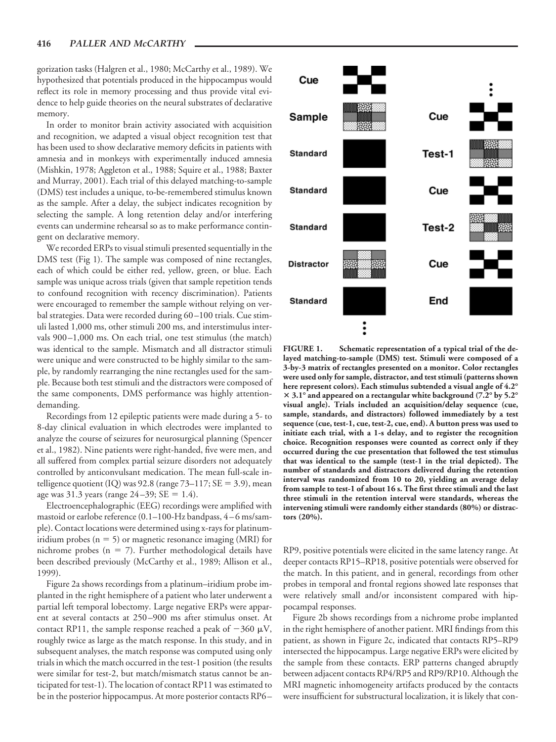gorization tasks (Halgren et al., 1980; McCarthy et al., 1989). We hypothesized that potentials produced in the hippocampus would reflect its role in memory processing and thus provide vital evidence to help guide theories on the neural substrates of declarative memory.

In order to monitor brain activity associated with acquisition and recognition, we adapted a visual object recognition test that has been used to show declarative memory deficits in patients with amnesia and in monkeys with experimentally induced amnesia (Mishkin, 1978; Aggleton et al., 1988; Squire et al., 1988; Baxter and Murray, 2001). Each trial of this delayed matching-to-sample (DMS) test includes a unique, to-be-remembered stimulus known as the sample. After a delay, the subject indicates recognition by selecting the sample. A long retention delay and/or interfering events can undermine rehearsal so as to make performance contingent on declarative memory.

We recorded ERPs to visual stimuli presented sequentially in the DMS test (Fig 1). The sample was composed of nine rectangles, each of which could be either red, yellow, green, or blue. Each sample was unique across trials (given that sample repetition tends to confound recognition with recency discrimination). Patients were encouraged to remember the sample without relying on verbal strategies. Data were recorded during 60–100 trials. Cue stimuli lasted 1,000 ms, other stimuli 200 ms, and interstimulus intervals 900–1,000 ms. On each trial, one test stimulus (the match) was identical to the sample. Mismatch and all distractor stimuli were unique and were constructed to be highly similar to the sample, by randomly rearranging the nine rectangles used for the sample. Because both test stimuli and the distractors were composed of the same components, DMS performance was highly attention-demanding.

Recordings from 12 epileptic patients were made during a 5- to 8-day clinical evaluation in which electrodes were implanted to analyze the course of seizures for neurosurgical planning (Spencer et al., 1982). Nine patients were right-handed, five were men, and all suffered from complex partial seizure disorders not adequately controlled by anticonvulsant medication. The mean full-scale intelligence quotient (IQ) was 92.8 (range 73–117; SE = 3.9), mean age was 31.3 years (range 24–39; SE = 1.4).

Electroencephalographic (EEG) recordings were amplified with mastoid or earlobe reference (0.1–100-Hz bandpass, 4–6 ms/sample). Contact locations were determined using x-rays for platinum-iridium probes (n = 5) or magnetic resonance imaging (MRI) for nichrome probes (n = 7). Further methodological details have been described previously (McCarthy et al., 1989; Allison et al., 1999).

Figure 2a shows recordings from a platinum–iridium probe implanted in the right hemisphere of a patient who later underwent a partial left temporal lobectomy. Large negative ERPs were apparent at several contacts at 250–900 ms after stimulus onset. At contact RP11, the sample response reached a peak of $-360$ μV, roughly twice as large as the match response. In this study, and in subsequent analyses, the match response was computed using only trials in which the match occurred in the test-1 position (the results were similar for test-2, but match/mismatch status cannot be anticipated for test-1). The location of contact RP11 was estimated to be in the posterior hippocampus. At more posterior contacts RP6–RP9, positive potentials were elicited in the same latency range. At deeper contacts RP15–RP18, positive potentials were observed for the match. In this patient, and in general, recordings from other probes in temporal and frontal regions showed late responses that were relatively small and/or inconsistent compared with hippocampal responses.

Figure 2b shows recordings from a nichrome probe implanted in the right hemisphere of another patient. MRI findings from this patient, as shown in Figure 2c, indicated that contacts RP5–RP9 intersected the hippocampus. Large negative ERPs were elicited by the sample from these contacts. ERP patterns changed abruptly between adjacent contacts RP4/RP5 and RP9/RP10. Although the MRI magnetic inhomogeneity artifacts produced by the contacts were insufficient for substructural localization, it is likely that con-

**FIGURE 1.** Schematic representation of a typical trial of the delayed matching-to-sample (DMS) test. Stimuli were composed of a 3-by-3 matrix of rectangles presented on a monitor. Color rectangles were used only for sample, distractor, and test stimuli (patterns shown here represent colors). Each stimulus subtended a visual angle of 4.2° × 3.1° and appeared on a rectangular white background (7.2° by 5.2° visual angle). Trials included an acquisition/delay sequence (cue, sample, standards, and distractors) followed immediately by a test sequence (cue, test-1, cue, test-2, cue, end). A button press was used to initiate each trial, with a 1-s delay, and to register the recognition choice. Recognition responses were counted as correct only if they occurred during the cue presentation that followed the test stimulus that was identical to the sample (test-1 in the trial depicted). The number of standards and distractors delivered during the retention interval was randomized from 10 to 20, yielding an average delay from sample to test-1 of about 16 s. The first three stimuli and the last three stimuli in the retention interval were standards, whereas the intervening stimuli were randomly either standards (80%) or distractors (20%).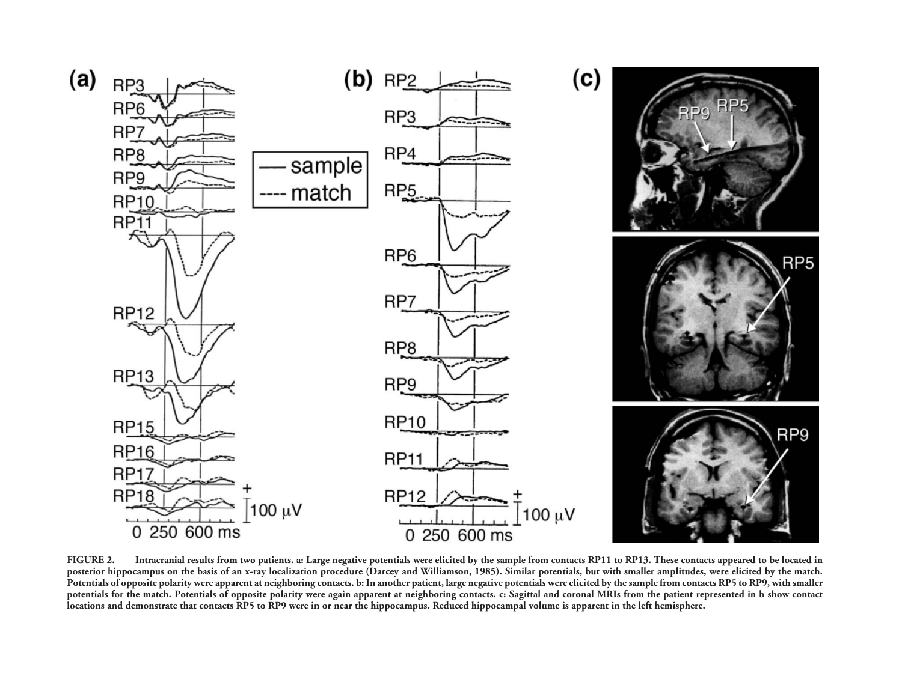FIGURE 2. Intracranial results from two patients. a: Large negative potentials were elicited by the sample from contacts RP11 to RP13. These contacts appeared to be located in posterior hippocampus on the basis of an x-ray localization procedure (Darcey and Williamson, 1985). Similar potentials, but with smaller amplitudes, were elicited by the match. Potentials of opposite polarity were apparent at neighboring contacts. b: In another patient, large negative potentials were elicited by the sample from contacts RP5 to RP9, with smaller potentials for the match. Potentials of opposite polarity were again apparent at neighboring contacts. c: Sagittal and coronal MRIs from the patient represented in b show contact locations and demonstrate that contacts RP5 to RP9 were in or near the hippocampus. Reduced hippocampal volume is apparent in the left hemisphere.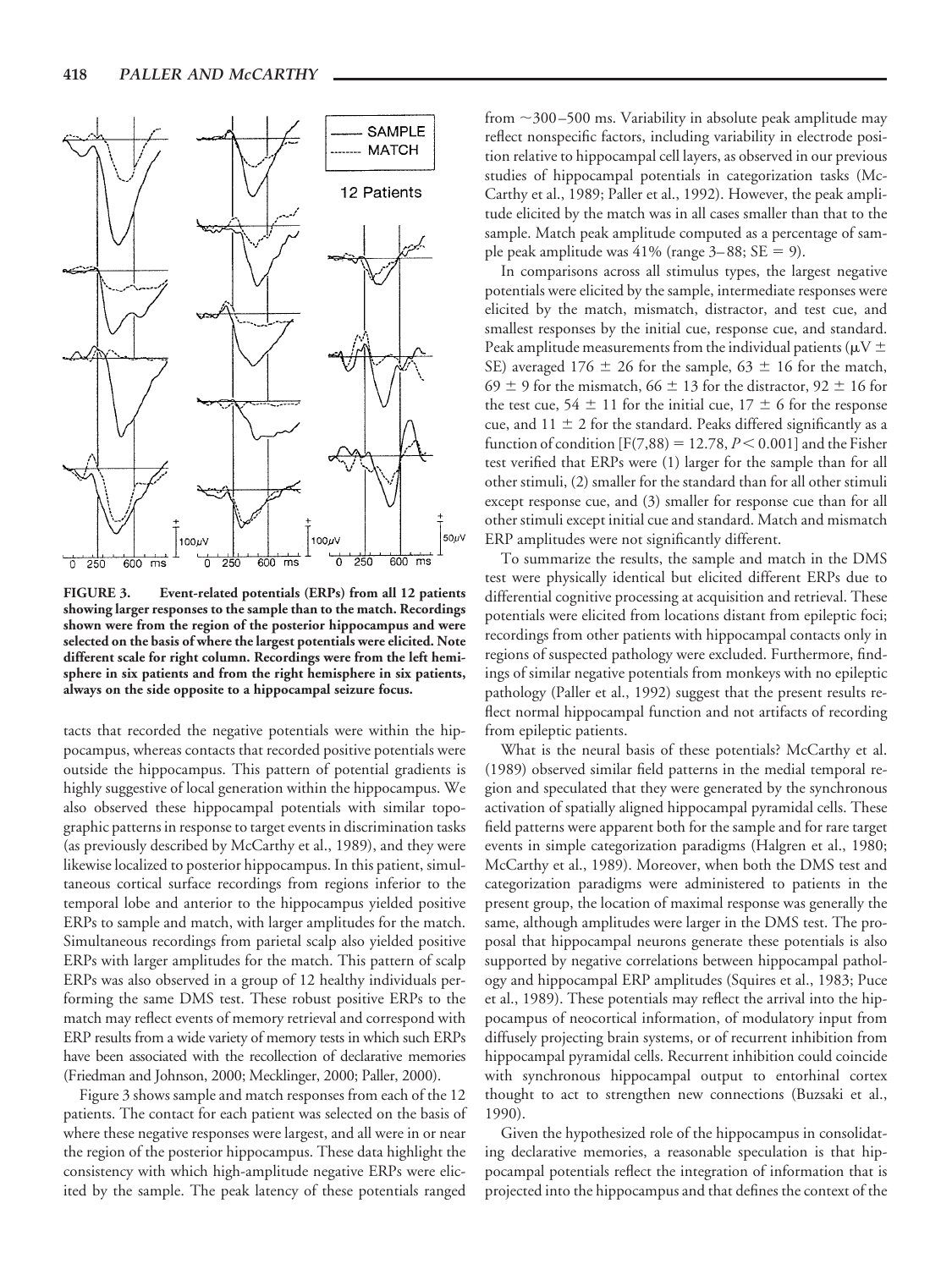SAMPLE

MATCH

12 Patients

100µV

0 250 600 ms

100µV

0 250 600 ms

50µV

0 250 600 ms

**FIGURE 3. Event-related potentials (ERPs) from all 12 patients showing larger responses to the sample than to the match. Recordings shown were from the region of the posterior hippocampus and were selected on the basis of where the largest potentials were elicited. Note different scale for right column. Recordings were from the left hemisphere in six patients and from the right hemisphere in six patients, always on the side opposite to a hippocampal seizure focus.**

tacts that recorded the negative potentials were within the hippocampus, whereas contacts that recorded positive potentials were outside the hippocampus. This pattern of potential gradients is highly suggestive of local generation within the hippocampus. We also observed these hippocampal potentials with similar topographic patterns in response to target events in discrimination tasks (as previously described by McCarthy et al., 1989), and they were likewise localized to posterior hippocampus. In this patient, simultaneous cortical surface recordings from regions inferior to the temporal lobe and anterior to the hippocampus yielded positive ERPs to sample and match, with larger amplitudes for the match. Simultaneous recordings from parietal scalp also yielded positive ERPs with larger amplitudes for the match. This pattern of scalp ERPs was also observed in a group of 12 healthy individuals performing the same DMS test. These robust positive ERPs to the match may reflect events of memory retrieval and correspond with ERP results from a wide variety of memory tests in which such ERPs have been associated with the recollection of declarative memories (Friedman and Johnson, 2000; Mecklinger, 2000; Paller, 2000).

Figure 3 shows sample and match responses from each of the 12 patients. The contact for each patient was selected on the basis of where these negative responses were largest, and all were in or near the region of the posterior hippocampus. These data highlight the consistency with which high-amplitude negative ERPs were elicited by the sample. The peak latency of these potentials ranged from ~300–500 ms. Variability in absolute peak amplitude may reflect nonspecific factors, including variability in electrode position relative to hippocampal cell layers, as observed in our previous studies of hippocampal potentials in categorization tasks (McCarthy et al., 1989; Paller et al., 1992). However, the peak amplitude elicited by the match was in all cases smaller than that to the sample. Match peak amplitude computed as a percentage of sample peak amplitude was 41% (range 3–88; SE = 9).

In comparisons across all stimulus types, the largest negative potentials were elicited by the sample, intermediate responses were elicited by the match, mismatch, distractor, and test cue, and smallest responses by the initial cue, response cue, and standard. Peak amplitude measurements from the individual patients (µV ± SE) averaged 176 ± 26 for the sample, 63 ± 16 for the match, 69 ± 9 for the mismatch, 66 ± 13 for the distractor, 92 ± 16 for the test cue, 54 ± 11 for the initial cue, 17 ± 6 for the response cue, and 11 ± 2 for the standard. Peaks differed significantly as a function of condition [$F(7,88) = 12.78$, $P < 0.001$] and the Fisher test verified that ERPs were (1) larger for the sample than for all other stimuli, (2) smaller for the standard than for all other stimuli except response cue, and (3) smaller for response cue than for all other stimuli except initial cue and standard. Match and mismatch ERP amplitudes were not significantly different.

To summarize the results, the sample and match in the DMS test were physically identical but elicited different ERPs due to differential cognitive processing at acquisition and retrieval. These potentials were elicited from locations distant from epileptic foci; recordings from other patients with hippocampal contacts only in regions of suspected pathology were excluded. Furthermore, findings of similar negative potentials from monkeys with no epileptic pathology (Paller et al., 1992) suggest that the present results reflect normal hippocampal function and not artifacts of recording from epileptic patients.

What is the neural basis of these potentials? McCarthy et al. (1989) observed similar field patterns in the medial temporal region and speculated that they were generated by the synchronous activation of spatially aligned hippocampal pyramidal cells. These field patterns were apparent both for the sample and for rare target events in simple categorization paradigms (Halgren et al., 1980; McCarthy et al., 1989). Moreover, when both the DMS test and categorization paradigms were administered to patients in the present group, the location of maximal response was generally the same, although amplitudes were larger in the DMS test. The proposal that hippocampal neurons generate these potentials is also supported by negative correlations between hippocampal pathology and hippocampal ERP amplitudes (Squires et al., 1983; Puce et al., 1989). These potentials may reflect the arrival into the hippocampus of neocortical information, of modulatory input from diffusely projecting brain systems, or of recurrent inhibition from hippocampal pyramidal cells. Recurrent inhibition could coincide with synchronous hippocampal output to entorhinal cortex thought to act to strengthen new connections (Buzsaki et al., 1990).

Given the hypothesized role of the hippocampus in consolidating declarative memories, a reasonable speculation is that hippocampal potentials reflect the integration of information that is projected into the hippocampus and that defines the context of the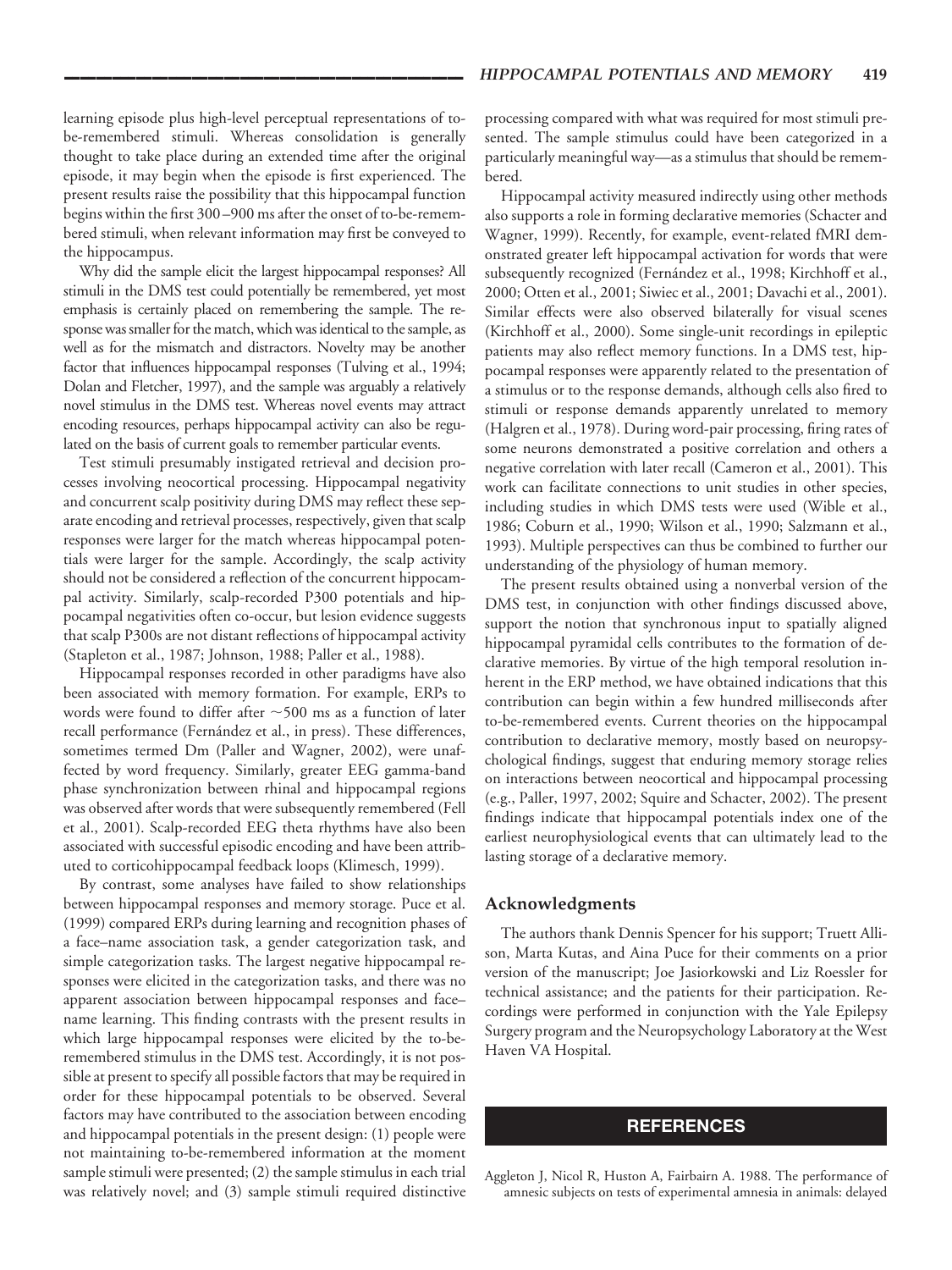learning episode plus high-level perceptual representations of to-be-remembered stimuli. Whereas consolidation is generally thought to take place during an extended time after the original episode, it may begin when the episode is first experienced. The present results raise the possibility that this hippocampal function begins within the first 300–900 ms after the onset of to-be-remembered stimuli, when relevant information may first be conveyed to the hippocampus.

Why did the sample elicit the largest hippocampal responses? All stimuli in the DMS test could potentially be remembered, yet most emphasis is certainly placed on remembering the sample. The response was smaller for the match, which was identical to the sample, as well as for the mismatch and distractors. Novelty may be another factor that influences hippocampal responses (Tulving et al., 1994; Dolan and Fletcher, 1997), and the sample was arguably a relatively novel stimulus in the DMS test. Whereas novel events may attract encoding resources, perhaps hippocampal activity can also be regulated on the basis of current goals to remember particular events.

Test stimuli presumably instigated retrieval and decision processes involving neocortical processing. Hippocampal negativity and concurrent scalp positivity during DMS may reflect these separate encoding and retrieval processes, respectively, given that scalp responses were larger for the match whereas hippocampal potentials were larger for the sample. Accordingly, the scalp activity should not be considered a reflection of the concurrent hippocampal activity. Similarly, scalp-recorded P300 potentials and hippocampal negativities often co-occur, but lesion evidence suggests that scalp P300s are not distant reflections of hippocampal activity (Stapleton et al., 1987; Johnson, 1988; Paller et al., 1988).

Hippocampal responses recorded in other paradigms have also been associated with memory formation. For example, ERPs to words were found to differ after ~500 ms as a function of later recall performance (Fernández et al., in press). These differences, sometimes termed Dm (Paller and Wagner, 2002), were unaffected by word frequency. Similarly, greater EEG gamma-band phase synchronization between rhinal and hippocampal regions was observed after words that were subsequently remembered (Fell et al., 2001). Scalp-recorded EEG theta rhythms have also been associated with successful episodic encoding and have been attributed to corticohippocampal feedback loops (Klimesch, 1999).

By contrast, some analyses have failed to show relationships between hippocampal responses and memory storage. Puce et al. (1999) compared ERPs during learning and recognition phases of a face–name association task, a gender categorization task, and simple categorization tasks. The largest negative hippocampal responses were elicited in the categorization tasks, and there was no apparent association between hippocampal responses and face–name learning. This finding contrasts with the present results in which large hippocampal responses were elicited by the to-be-remembered stimulus in the DMS test. Accordingly, it is not possible at present to specify all possible factors that may be required in order for these hippocampal potentials to be observed. Several factors may have contributed to the association between encoding and hippocampal potentials in the present design: (1) people were not maintaining to-be-remembered information at the moment sample stimuli were presented; (2) the sample stimulus in each trial was relatively novel; and (3) sample stimuli required distinctive processing compared with what was required for most stimuli presented. The sample stimulus could have been categorized in a particularly meaningful way—as a stimulus that should be remembered.

Hippocampal activity measured indirectly using other methods also supports a role in forming declarative memories (Schacter and Wagner, 1999). Recently, for example, event-related fMRI demonstrated greater left hippocampal activation for words that were subsequently recognized (Fernández et al., 1998; Kirchhoff et al., 2000; Otten et al., 2001; Siwiec et al., 2001; Davachi et al., 2001). Similar effects were also observed bilaterally for visual scenes (Kirchhoff et al., 2000). Some single-unit recordings in epileptic patients may also reflect memory functions. In a DMS test, hippocampal responses were apparently related to the presentation of a stimulus or to the response demands, although cells also fired to stimuli or response demands apparently unrelated to memory (Halgren et al., 1978). During word-pair processing, firing rates of some neurons demonstrated a positive correlation and others a negative correlation with later recall (Cameron et al., 2001). This work can facilitate connections to unit studies in other species, including studies in which DMS tests were used (Wible et al., 1986; Coburn et al., 1990; Wilson et al., 1990; Salzmann et al., 1993). Multiple perspectives can thus be combined to further our understanding of the physiology of human memory.

The present results obtained using a nonverbal version of the DMS test, in conjunction with other findings discussed above, support the notion that synchronous input to spatially aligned hippocampal pyramidal cells contributes to the formation of declarative memories. By virtue of the high temporal resolution inherent in the ERP method, we have obtained indications that this contribution can begin within a few hundred milliseconds after to-be-remembered events. Current theories on the hippocampal contribution to declarative memory, mostly based on neuropsychological findings, suggest that enduring memory storage relies on interactions between neocortical and hippocampal processing (e.g., Paller, 1997, 2002; Squire and Schacter, 2002). The present findings indicate that hippocampal potentials index one of the earliest neurophysiological events that can ultimately lead to the lasting storage of a declarative memory.

## Acknowledgments

The authors thank Dennis Spencer for his support; Truett Allison, Marta Kutas, and Aina Puce for their comments on a prior version of the manuscript; Joe Jasiorkowski and Liz Roessler for technical assistance; and the patients for their participation. Recordings were performed in conjunction with the Yale Epilepsy Surgery program and the Neuropsychology Laboratory at the West Haven VA Hospital.

## REFERENCES

Aggleton J, Nicol R, Huston A, Fairbairn A. 1988. The performance of amnesic subjects on tests of experimental amnesia in animals: delayed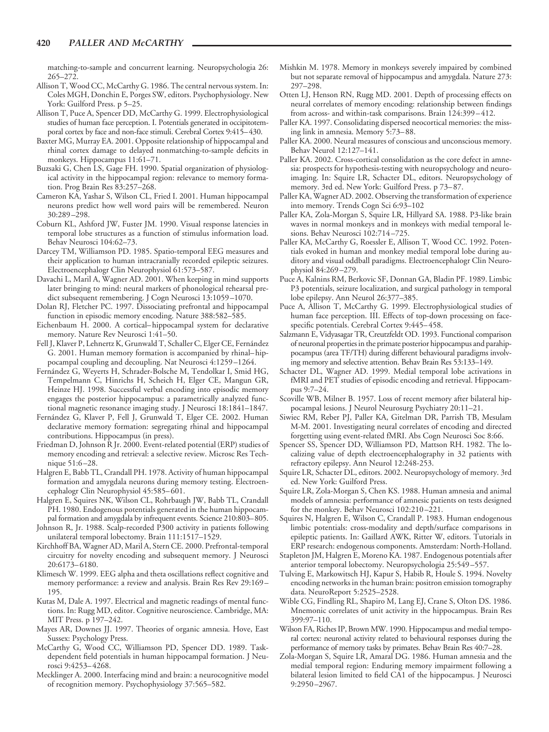matching-to-sample and concurrent learning. Neuropsychologia 26: 265–272.

Allison T, Wood CC, McCarthy G. 1986. The central nervous system. In: Coles MGH, Donchin E, Porges SW, editors. Psychophysiology. New York: Guilford Press. p 5–25.

Allison T, Puce A, Spencer DD, McCarthy G. 1999. Electrophysiological studies of human face perception. I. Potentials generated in occipitotemporal cortex by face and non-face stimuli. Cerebral Cortex 9:415–430.

Baxter MG, Murray EA. 2001. Opposite relationship of hippocampal and rhinal cortex damage to delayed nonmatching-to-sample deficits in monkeys. Hippocampus 11:61–71.

Buzsaki G, Chen LS, Gage FH. 1990. Spatial organization of physiological activity in the hippocampal region: relevance to memory formation. Prog Brain Res 83:257–268.

Cameron KA, Yashar S, Wilson CL, Fried I. 2001. Human hippocampal neurons predict how well word pairs will be remembered. Neuron 30:289–298.

Coburn KL, Ashford JW, Fuster JM. 1990. Visual response latencies in temporal lobe structures as a function of stimulus information load. Behav Neurosci 104:62–73.

Darcey TM, Williamson PD. 1985. Spatio-temporal EEG measures and their application to human intracranially recorded epileptic seizures. Electroencephalogr Clin Neurophysiol 61:573–587.

Davachi L, Maril A, Wagner AD. 2001. When keeping in mind supports later bringing to mind: neural markers of phonological rehearsal predict subsequent remembering. J Cogn Neurosci 13:1059–1070.

Dolan RJ, Fletcher PC. 1997. Dissociating prefrontal and hippocampal function in episodic memory encoding. Nature 388:582–585.

Eichenbaum H. 2000. A cortical–hippocampal system for declarative memory. Nature Rev Neurosci 1:41–50.

Fell J, Klaver P, Lehnertz K, Grunwald T, Schaller C, Elger CE, Fernández G. 2001. Human memory formation is accompanied by rhinal–hippocampal coupling and decoupling. Nat Neurosci 4:1259–1264.

Fernández G, Weyerts H, Schrader-Bolsche M, Tendolkar I, Smid HG, Tempelmann C, Hinrichs H, Scheich H, Elger CE, Mangun GR, Heinze HJ. 1998. Successful verbal encoding into episodic memory engages the posterior hippocampus: a parametrically analyzed functional magnetic resonance imaging study. J Neurosci 18:1841–1847.

Fernández G, Klaver P, Fell J, Grunwald T, Elger CE. 2002. Human declarative memory formation: segregating rhinal and hippocampal contributions. Hippocampus (in press).

Friedman D, Johnson R Jr. 2000. Event-related potential (ERP) studies of memory encoding and retrieval: a selective review. Microsc Res Technique 51:6–28.

Halgren E, Babb TL, Crandall PH. 1978. Activity of human hippocampal formation and amygdala neurons during memory testing. Electroencephalogr Clin Neurophysiol 45:585–601.

Halgren E, Squires NK, Wilson CL, Rohrbaugh JW, Babb TL, Crandall PH. 1980. Endogenous potentials generated in the human hippocampal formation and amygdala by infrequent events. Science 210:803–805.

Johnson R, Jr. 1988. Scalp-recorded P300 activity in patients following unilateral temporal lobectomy. Brain 111:1517–1529.

Kirchhoff BA, Wagner AD, Maril A, Stern CE. 2000. Prefrontal-temporal circuitry for novelty encoding and subsequent memory. J Neurosci 20:6173–6180.

Klimesch W. 1999. EEG alpha and theta oscillations reflect cognitive and memory performance: a review and analysis. Brain Res Rev 29:169–195.

Kutas M, Dale A. 1997. Electrical and magnetic readings of mental functions. In: Rugg MD, editor. Cognitive neuroscience. Cambridge, MA: MIT Press. p 197–242.

Mayes AR, Downes JJ. 1997. Theories of organic amnesia. Hove, East Sussex: Psychology Press.

McCarthy G, Wood CC, Williamson PD, Spencer DD. 1989. Task-dependent field potentials in human hippocampal formation. J Neurosci 9:4253–4268.

Mecklinger A. 2000. Interfacing mind and brain: a neurocognitive model of recognition memory. Psychophysiology 37:565–582.

Mishkin M. 1978. Memory in monkeys severely impaired by combined but not separate removal of hippocampus and amygdala. Nature 273: 297–298.

Otten LJ, Henson RN, Rugg MD. 2001. Depth of processing effects on neural correlates of memory encoding: relationship between findings from across- and within-task comparisons. Brain 124:399–412.

Paller KA. 1997. Consolidating dispersed neocortical memories: the missing link in amnesia. Memory 5:73–88.

Paller KA. 2000. Neural measures of conscious and unconscious memory. Behav Neurol 12:127–141.

Paller KA. 2002. Cross-cortical consolidation as the core defect in amnesia: prospects for hypothesis-testing with neuropsychology and neuroimaging. In: Squire LR, Schacter DL, editors. Neuropsychology of memory. 3rd ed. New York: Guilford Press. p 73–87.

Paller KA, Wagner AD. 2002. Observing the transformation of experience into memory. Trends Cogn Sci 6:93–102

Paller KA, Zola-Morgan S, Squire LR, Hillyard SA. 1988. P3-like brain waves in normal monkeys and in monkeys with medial temporal lesions. Behav Neurosci 102:714–725.

Paller KA, McCarthy G, Roessler E, Allison T, Wood CC. 1992. Potentials evoked in human and monkey medial temporal lobe during auditory and visual oddball paradigms. Electroencephalogr Clin Neurophysiol 84:269–279.

Puce A, Kalnins RM, Berkovic SF, Donnan GA, Bladin PF. 1989. Limbic P3 potentials, seizure localization, and surgical pathology in temporal lobe epilepsy. Ann Neurol 26:377–385.

Puce A, Allison T, McCarthy G. 1999. Electrophysiological studies of human face perception. III. Effects of top-down processing on face-specific potentials. Cerebral Cortex 9:445–458.

Salzmann E, Vidyasagar TR, Creutzfeldt OD. 1993. Functional comparison of neuronal properties in the primate posterior hippocampus and parahippocampus (area TF/TH) during different behavioural paradigms involving memory and selective attention. Behav Brain Res 53:133–149.

Schacter DL, Wagner AD. 1999. Medial temporal lobe activations in fMRI and PET studies of episodic encoding and retrieval. Hippocampus 9:7–24.

Scoville WB, Milner B. 1957. Loss of recent memory after bilateral hippocampal lesions. J Neurol Neurosurg Psychiatry 20:11–21.

Siwiec RM, Reber PJ, Paller KA, Gitelman DR, Parrish TB, Mesulam M-M. 2001. Investigating neural correlates of encoding and directed forgetting using event-related fMRI. Abs Cogn Neurosci Soc 8:66.

Spencer SS, Spencer DD, Williamson PD, Mattson RH. 1982. The localizing value of depth electroencephalography in 32 patients with refractory epilepsy. Ann Neurol 12:248-253.

Squire LR, Schacter DL, editors. 2002. Neuropsychology of memory. 3rd ed. New York: Guilford Press.

Squire LR, Zola-Morgan S, Chen KS. 1988. Human amnesia and animal models of amnesia: performance of amnesic patients on tests designed for the monkey. Behav Neurosci 102:210–221.

Squires N, Halgren E, Wilson C, Crandall P. 1983. Human endogenous limbic potentials: cross-modality and depth/surface comparisons in epileptic patients. In: Gaillard AWK, Ritter W, editors. Tutorials in ERP research: endogenous components. Amsterdam: North-Holland.

Stapleton JM, Halgren E, Moreno KA. 1987. Endogenous potentials after anterior temporal lobectomy. Neuropsychologia 25:549–557.

Tulving E, Markowitsch HJ, Kapur S, Habib R, Houle S. 1994. Novelty encoding networks in the human brain: positron emission tomography data. NeuroReport 5:2525–2528.

Wible CG, Findling RL, Shapiro M, Lang EJ, Crane S, Olton DS. 1986. Mnemonic correlates of unit activity in the hippocampus. Brain Res 399:97–110.

Wilson FA, Riches IP, Brown MW. 1990. Hippocampus and medial temporal cortex: neuronal activity related to behavioural responses during the performance of memory tasks by primates. Behav Brain Res 40:7–28.

Zola-Morgan S, Squire LR, Amaral DG. 1986. Human amnesia and the medial temporal region: Enduring memory impairment following a bilateral lesion limited to field CA1 of the hippocampus. J Neurosci 9:2950–2967.